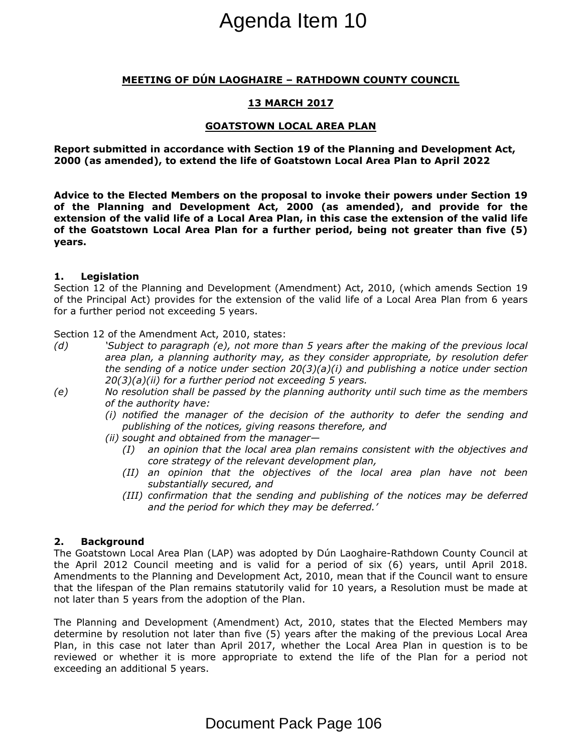# Agenda Item 10

**MEETING OF DÚN LAOGHAIRE – RATHDOWN COUNTY COUNCIL**

**13 MARCH 2017**

**GOATSTOWN LOCAL AREA PLAN**

**Report submitted in accordance with Section 19 of the Planning and Development Act, 2000 (as amended), to extend the life of Goatstown Local Area Plan to April 2022**

**Advice to the Elected Members on the proposal to invoke their powers under Section 19 of the Planning and Development Act, 2000 (as amended), and provide for the extension of the valid life of a Local Area Plan, in this case the extension of the valid life of the Goatstown Local Area Plan for a further period, being not greater than five (5) years.**

## 1. Legislation

Section 12 of the Planning and Development (Amendment) Act, 2010, (which amends Section 19 of the Principal Act) provides for the extension of the valid life of a Local Area Plan from 6 years for a further period not exceeding 5 years.

Section 12 of the Amendment Act, 2010, states:

*(d)* *'Subject to paragraph (e), not more than 5 years after the making of the previous local area plan, a planning authority may, as they consider appropriate, by resolution defer the sending of a notice under section 20(3)(a)(i) and publishing a notice under section 20(3)(a)(ii) for a further period not exceeding 5 years.*

*(e)* *No resolution shall be passed by the planning authority until such time as the members of the authority have:*

- *(i) notified the manager of the decision of the authority to defer the sending and publishing of the notices, giving reasons therefore, and*
- *(ii) sought and obtained from the manager—*
  - *(I) an opinion that the local area plan remains consistent with the objectives and core strategy of the relevant development plan,*
  - *(II) an opinion that the objectives of the local area plan have not been substantially secured, and*
  - *(III) confirmation that the sending and publishing of the notices may be deferred and the period for which they may be deferred.'*

## 2. Background

The Goatstown Local Area Plan (LAP) was adopted by Dún Laoghaire-Rathdown County Council at the April 2012 Council meeting and is valid for a period of six (6) years, until April 2018. Amendments to the Planning and Development Act, 2010, mean that if the Council want to ensure that the lifespan of the Plan remains statutorily valid for 10 years, a Resolution must be made at not later than 5 years from the adoption of the Plan.

The Planning and Development (Amendment) Act, 2010, states that the Elected Members may determine by resolution not later than five (5) years after the making of the previous Local Area Plan, in this case not later than April 2017, whether the Local Area Plan in question is to be reviewed or whether it is more appropriate to extend the life of the Plan for a period not exceeding an additional 5 years.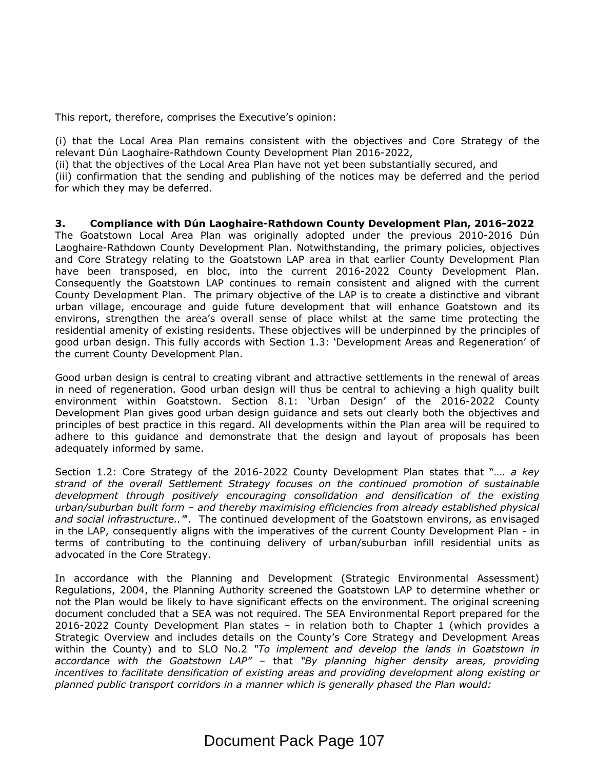This report, therefore, comprises the Executive's opinion:

(i) that the Local Area Plan remains consistent with the objectives and Core Strategy of the relevant Dún Laoghaire-Rathdown County Development Plan 2016-2022,
(ii) that the objectives of the Local Area Plan have not yet been substantially secured, and
(iii) confirmation that the sending and publishing of the notices may be deferred and the period for which they may be deferred.

## 3. Compliance with Dún Laoghaire-Rathdown County Development Plan, 2016-2022

The Goatstown Local Area Plan was originally adopted under the previous 2010-2016 Dún Laoghaire-Rathdown County Development Plan. Notwithstanding, the primary policies, objectives and Core Strategy relating to the Goatstown LAP area in that earlier County Development Plan have been transposed, en bloc, into the current 2016-2022 County Development Plan. Consequently the Goatstown LAP continues to remain consistent and aligned with the current County Development Plan. The primary objective of the LAP is to create a distinctive and vibrant urban village, encourage and guide future development that will enhance Goatstown and its environs, strengthen the area's overall sense of place whilst at the same time protecting the residential amenity of existing residents. These objectives will be underpinned by the principles of good urban design. This fully accords with Section 1.3: 'Development Areas and Regeneration' of the current County Development Plan.

Good urban design is central to creating vibrant and attractive settlements in the renewal of areas in need of regeneration. Good urban design will thus be central to achieving a high quality built environment within Goatstown. Section 8.1: 'Urban Design' of the 2016-2022 County Development Plan gives good urban design guidance and sets out clearly both the objectives and principles of best practice in this regard. All developments within the Plan area will be required to adhere to this guidance and demonstrate that the design and layout of proposals has been adequately informed by same.

Section 1.2: Core Strategy of the 2016-2022 County Development Plan states that "…. *a key strand of the overall Settlement Strategy focuses on the continued promotion of sustainable development through positively encouraging consolidation and densification of the existing urban/suburban built form – and thereby maximising efficiencies from already established physical and social infrastructure.."*. The continued development of the Goatstown environs, as envisaged in the LAP, consequently aligns with the imperatives of the current County Development Plan - in terms of contributing to the continuing delivery of urban/suburban infill residential units as advocated in the Core Strategy.

In accordance with the Planning and Development (Strategic Environmental Assessment) Regulations, 2004, the Planning Authority screened the Goatstown LAP to determine whether or not the Plan would be likely to have significant effects on the environment. The original screening document concluded that a SEA was not required. The SEA Environmental Report prepared for the 2016-2022 County Development Plan states – in relation both to Chapter 1 (which provides a Strategic Overview and includes details on the County's Core Strategy and Development Areas within the County) and to SLO No.2 *"To implement and develop the lands in Goatstown in accordance with the Goatstown LAP"* – that *"By planning higher density areas, providing incentives to facilitate densification of existing areas and providing development along existing or planned public transport corridors in a manner which is generally phased the Plan would:*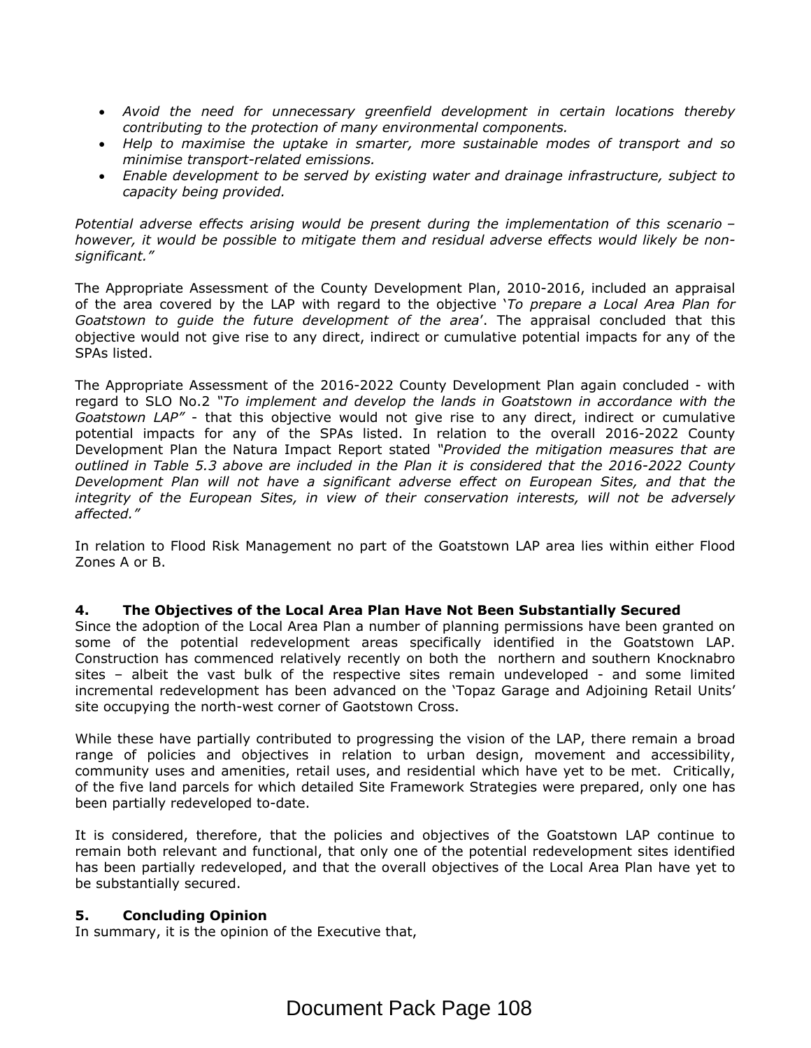- *Avoid the need for unnecessary greenfield development in certain locations thereby contributing to the protection of many environmental components.*
- *Help to maximise the uptake in smarter, more sustainable modes of transport and so minimise transport-related emissions.*
- *Enable development to be served by existing water and drainage infrastructure, subject to capacity being provided.*

*Potential adverse effects arising would be present during the implementation of this scenario – however, it would be possible to mitigate them and residual adverse effects would likely be non-significant."*

The Appropriate Assessment of the County Development Plan, 2010-2016, included an appraisal of the area covered by the LAP with regard to the objective '*To prepare a Local Area Plan for Goatstown to guide the future development of the area*'. The appraisal concluded that this objective would not give rise to any direct, indirect or cumulative potential impacts for any of the SPAs listed.

The Appropriate Assessment of the 2016-2022 County Development Plan again concluded - with regard to SLO No.2 *"To implement and develop the lands in Goatstown in accordance with the Goatstown LAP"* - that this objective would not give rise to any direct, indirect or cumulative potential impacts for any of the SPAs listed. In relation to the overall 2016-2022 County Development Plan the Natura Impact Report stated *"Provided the mitigation measures that are outlined in Table 5.3 above are included in the Plan it is considered that the 2016-2022 County Development Plan will not have a significant adverse effect on European Sites, and that the integrity of the European Sites, in view of their conservation interests, will not be adversely affected."*

In relation to Flood Risk Management no part of the Goatstown LAP area lies within either Flood Zones A or B.

**4. The Objectives of the Local Area Plan Have Not Been Substantially Secured**

Since the adoption of the Local Area Plan a number of planning permissions have been granted on some of the potential redevelopment areas specifically identified in the Goatstown LAP. Construction has commenced relatively recently on both the northern and southern Knocknabro sites – albeit the vast bulk of the respective sites remain undeveloped - and some limited incremental redevelopment has been advanced on the 'Topaz Garage and Adjoining Retail Units' site occupying the north-west corner of Gaotstown Cross.

While these have partially contributed to progressing the vision of the LAP, there remain a broad range of policies and objectives in relation to urban design, movement and accessibility, community uses and amenities, retail uses, and residential which have yet to be met. Critically, of the five land parcels for which detailed Site Framework Strategies were prepared, only one has been partially redeveloped to-date.

It is considered, therefore, that the policies and objectives of the Goatstown LAP continue to remain both relevant and functional, that only one of the potential redevelopment sites identified has been partially redeveloped, and that the overall objectives of the Local Area Plan have yet to be substantially secured.

**5. Concluding Opinion**

In summary, it is the opinion of the Executive that,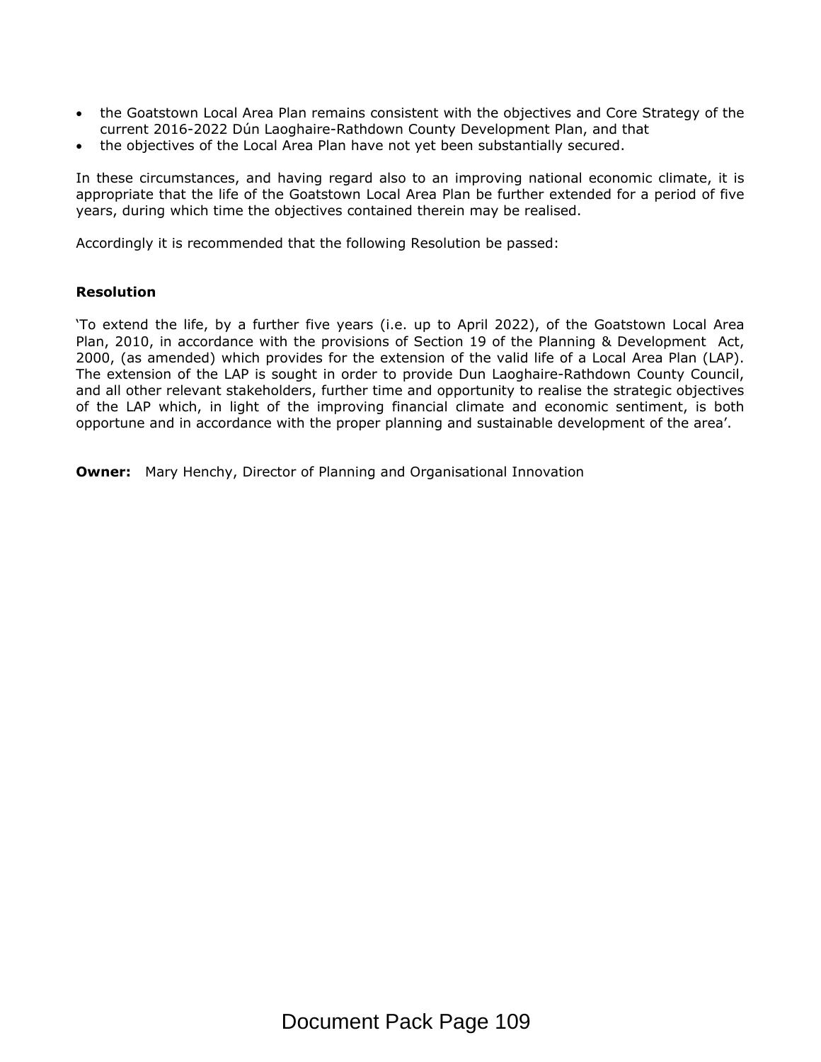- the Goatstown Local Area Plan remains consistent with the objectives and Core Strategy of the current 2016-2022 Dún Laoghaire-Rathdown County Development Plan, and that
- the objectives of the Local Area Plan have not yet been substantially secured.

In these circumstances, and having regard also to an improving national economic climate, it is appropriate that the life of the Goatstown Local Area Plan be further extended for a period of five years, during which time the objectives contained therein may be realised.

Accordingly it is recommended that the following Resolution be passed:

**Resolution**

'To extend the life, by a further five years (i.e. up to April 2022), of the Goatstown Local Area Plan, 2010, in accordance with the provisions of Section 19 of the Planning & Development Act, 2000, (as amended) which provides for the extension of the valid life of a Local Area Plan (LAP). The extension of the LAP is sought in order to provide Dun Laoghaire-Rathdown County Council, and all other relevant stakeholders, further time and opportunity to realise the strategic objectives of the LAP which, in light of the improving financial climate and economic sentiment, is both opportune and in accordance with the proper planning and sustainable development of the area'.

**Owner:** Mary Henchy, Director of Planning and Organisational Innovation